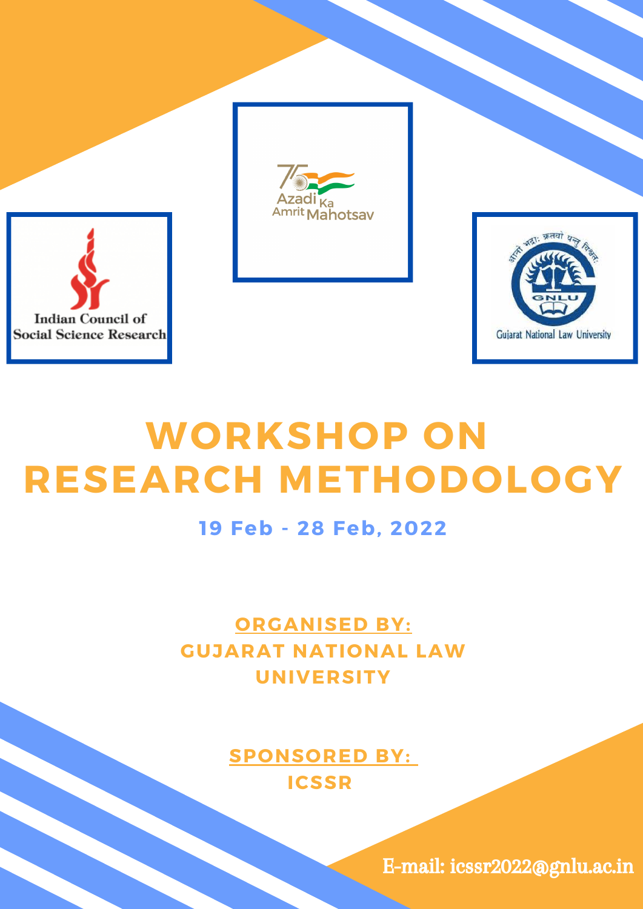Azadi Ka Amrit Mahotsav

Indian Council of Social Science Research

Gujarat National Law University

# WORKSHOP ON RESEARCH METHODOLOGY

**19 Feb - 28 Feb, 2022**

**ORGANISED BY:**
**GUJARAT NATIONAL LAW UNIVERSITY**

**SPONSORED BY:**
**ICSSR**

E-mail: icssr2022@gnlu.ac.in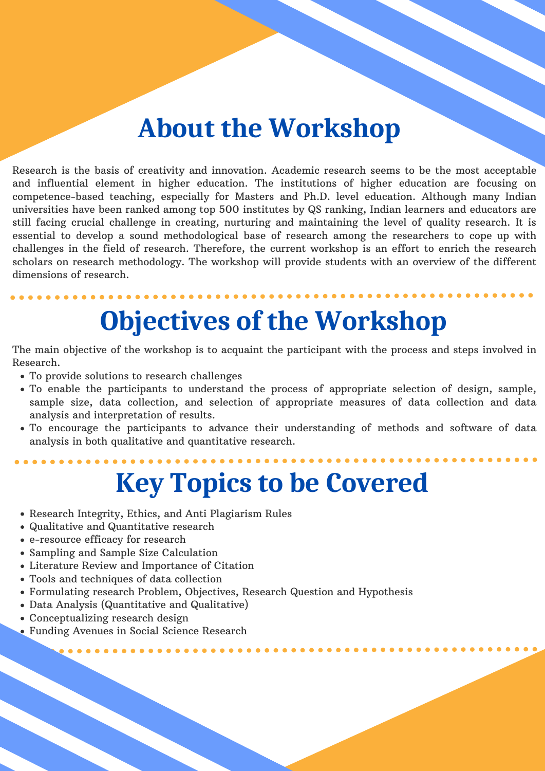# About the Workshop

Research is the basis of creativity and innovation. Academic research seems to be the most acceptable and influential element in higher education. The institutions of higher education are focusing on competence-based teaching, especially for Masters and Ph.D. level education. Although many Indian universities have been ranked among top 500 institutes by QS ranking, Indian learners and educators are still facing crucial challenge in creating, nurturing and maintaining the level of quality research. It is essential to develop a sound methodological base of research among the researchers to cope up with challenges in the field of research. Therefore, the current workshop is an effort to enrich the research scholars on research methodology. The workshop will provide students with an overview of the different dimensions of research.

# Objectives of the Workshop

The main objective of the workshop is to acquaint the participant with the process and steps involved in Research.

- To provide solutions to research challenges
- To enable the participants to understand the process of appropriate selection of design, sample, sample size, data collection, and selection of appropriate measures of data collection and data analysis and interpretation of results.
- To encourage the participants to advance their understanding of methods and software of data analysis in both qualitative and quantitative research.

# Key Topics to be Covered

- Research Integrity, Ethics, and Anti Plagiarism Rules
- Qualitative and Quantitative research
- e-resource efficacy for research
- Sampling and Sample Size Calculation
- Literature Review and Importance of Citation
- Tools and techniques of data collection
- Formulating research Problem, Objectives, Research Question and Hypothesis
- Data Analysis (Quantitative and Qualitative)
- Conceptualizing research design
- Funding Avenues in Social Science Research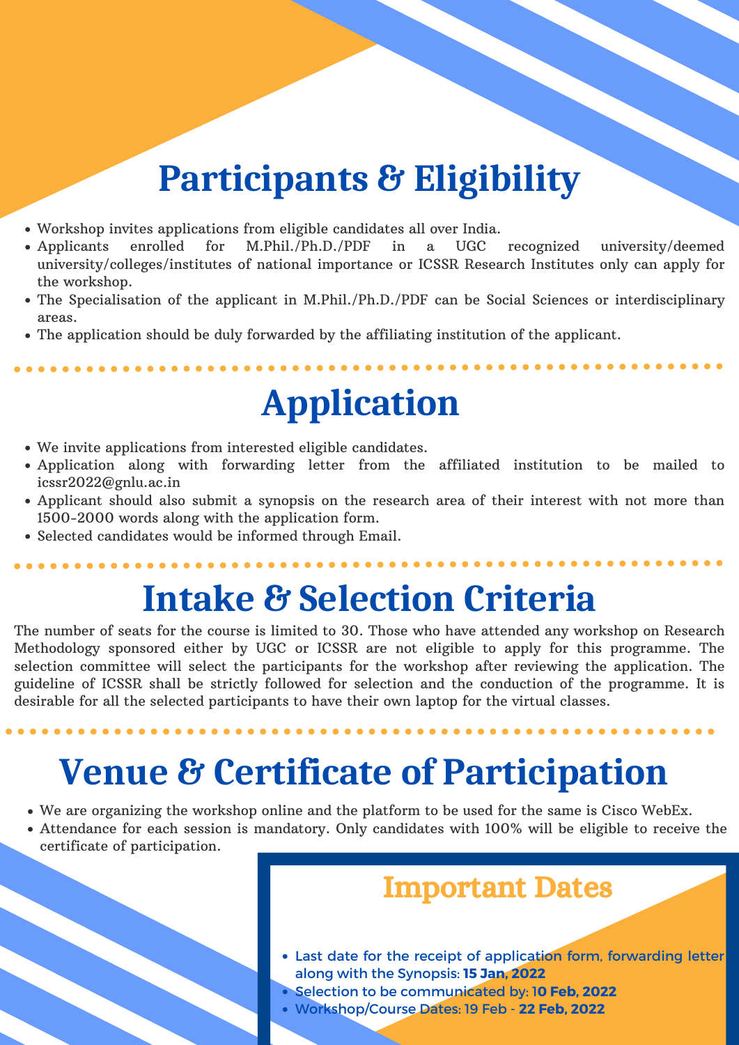# Participants & Eligibility

- Workshop invites applications from eligible candidates all over India.
- Applicants enrolled for M.Phil./Ph.D./PDF in a UGC recognized university/deemed university/colleges/institutes of national importance or ICSSR Research Institutes only can apply for the workshop.
- The Specialisation of the applicant in M.Phil./Ph.D./PDF can be Social Sciences or interdisciplinary areas.
- The application should be duly forwarded by the affiliating institution of the applicant.

# Application

- We invite applications from interested eligible candidates.
- Application along with forwarding letter from the affiliated institution to be mailed to icssr2022@gnlu.ac.in
- Applicant should also submit a synopsis on the research area of their interest with not more than 1500-2000 words along with the application form.
- Selected candidates would be informed through Email.

# Intake & Selection Criteria

The number of seats for the course is limited to 30. Those who have attended any workshop on Research Methodology sponsored either by UGC or ICSSR are not eligible to apply for this programme. The selection committee will select the participants for the workshop after reviewing the application. The guideline of ICSSR shall be strictly followed for selection and the conduction of the programme. It is desirable for all the selected participants to have their own laptop for the virtual classes.

# Venue & Certificate of Participation

- We are organizing the workshop online and the platform to be used for the same is Cisco WebEx.
- Attendance for each session is mandatory. Only candidates with 100% will be eligible to receive the certificate of participation.

## Important Dates

- Last date for the receipt of application form, forwarding letter along with the Synopsis: **15 Jan, 2022**
- Selection to be communicated by: **10 Feb, 2022**
- Workshop/Course Dates: 19 Feb - **22 Feb, 2022**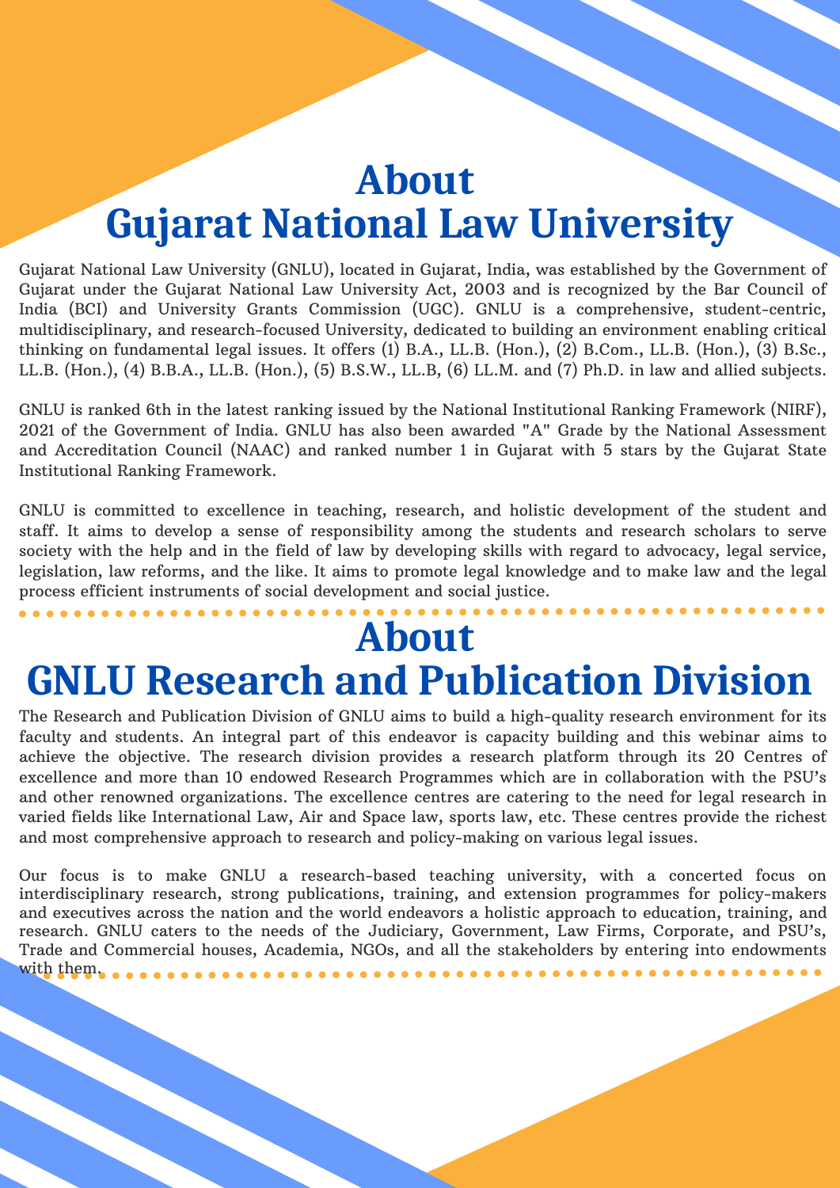# About
# Gujarat National Law University

Gujarat National Law University (GNLU), located in Gujarat, India, was established by the Government of Gujarat under the Gujarat National Law University Act, 2003 and is recognized by the Bar Council of India (BCI) and University Grants Commission (UGC). GNLU is a comprehensive, student-centric, multidisciplinary, and research-focused University, dedicated to building an environment enabling critical thinking on fundamental legal issues. It offers (1) B.A., LL.B. (Hon.), (2) B.Com., LL.B. (Hon.), (3) B.Sc., LL.B. (Hon.), (4) B.B.A., LL.B. (Hon.), (5) B.S.W., LL.B, (6) LL.M. and (7) Ph.D. in law and allied subjects.

GNLU is ranked 6th in the latest ranking issued by the National Institutional Ranking Framework (NIRF), 2021 of the Government of India. GNLU has also been awarded "A" Grade by the National Assessment and Accreditation Council (NAAC) and ranked number 1 in Gujarat with 5 stars by the Gujarat State Institutional Ranking Framework.

GNLU is committed to excellence in teaching, research, and holistic development of the student and staff. It aims to develop a sense of responsibility among the students and research scholars to serve society with the help and in the field of law by developing skills with regard to advocacy, legal service, legislation, law reforms, and the like. It aims to promote legal knowledge and to make law and the legal process efficient instruments of social development and social justice.

# About
# GNLU Research and Publication Division

The Research and Publication Division of GNLU aims to build a high-quality research environment for its faculty and students. An integral part of this endeavor is capacity building and this webinar aims to achieve the objective. The research division provides a research platform through its 20 Centres of excellence and more than 10 endowed Research Programmes which are in collaboration with the PSU's and other renowned organizations. The excellence centres are catering to the need for legal research in varied fields like International Law, Air and Space law, sports law, etc. These centres provide the richest and most comprehensive approach to research and policy-making on various legal issues.

Our focus is to make GNLU a research-based teaching university, with a concerted focus on interdisciplinary research, strong publications, training, and extension programmes for policy-makers and executives across the nation and the world endeavors a holistic approach to education, training, and research. GNLU caters to the needs of the Judiciary, Government, Law Firms, Corporate, and PSU's, Trade and Commercial houses, Academia, NGOs, and all the stakeholders by entering into endowments with them.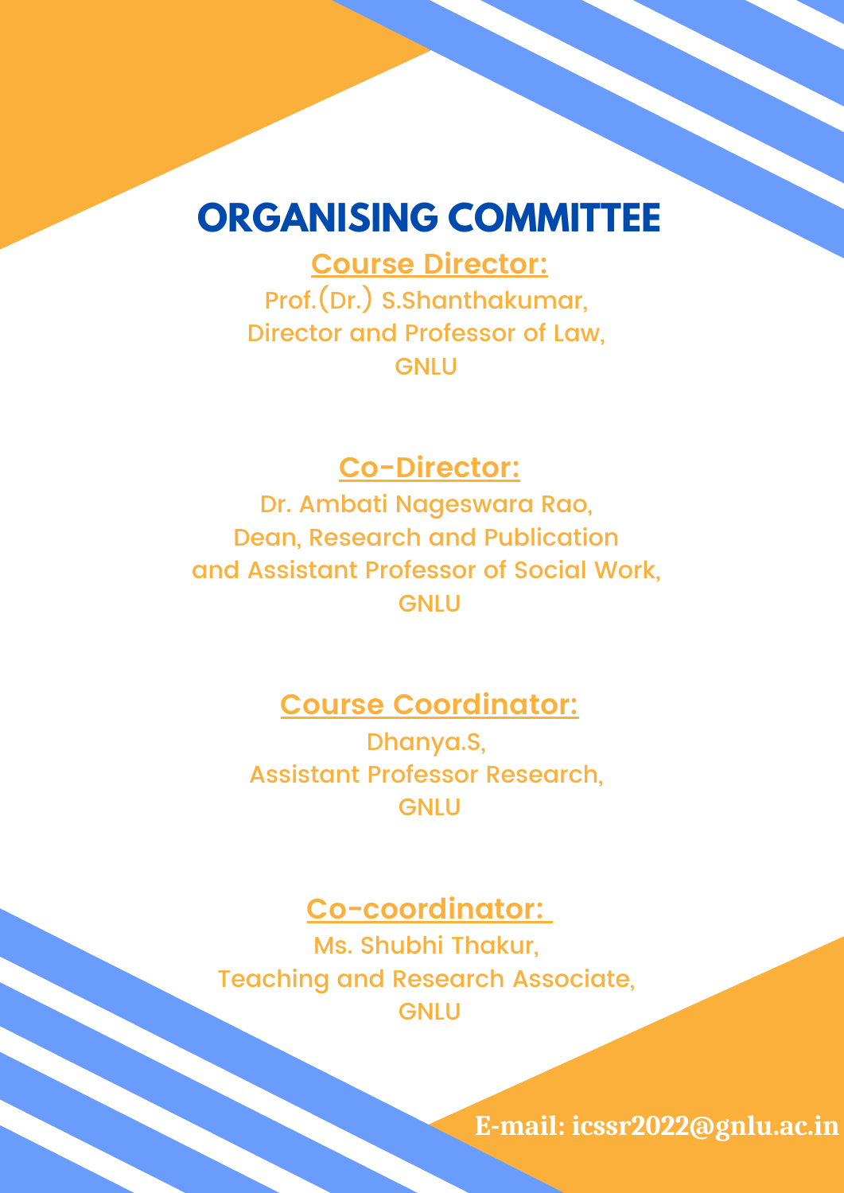# ORGANISING COMMITTEE

## Course Director:

Prof.(Dr.) S.Shanthakumar,
Director and Professor of Law,
GNLU

## Co-Director:

Dr. Ambati Nageswara Rao,
Dean, Research and Publication
and Assistant Professor of Social Work,
GNLU

## Course Coordinator:

Dhanya.S,
Assistant Professor Research,
GNLU

## Co-coordinator:

Ms. Shubhi Thakur,
Teaching and Research Associate,
GNLU

**E-mail: icssr2022@gnlu.ac.in**